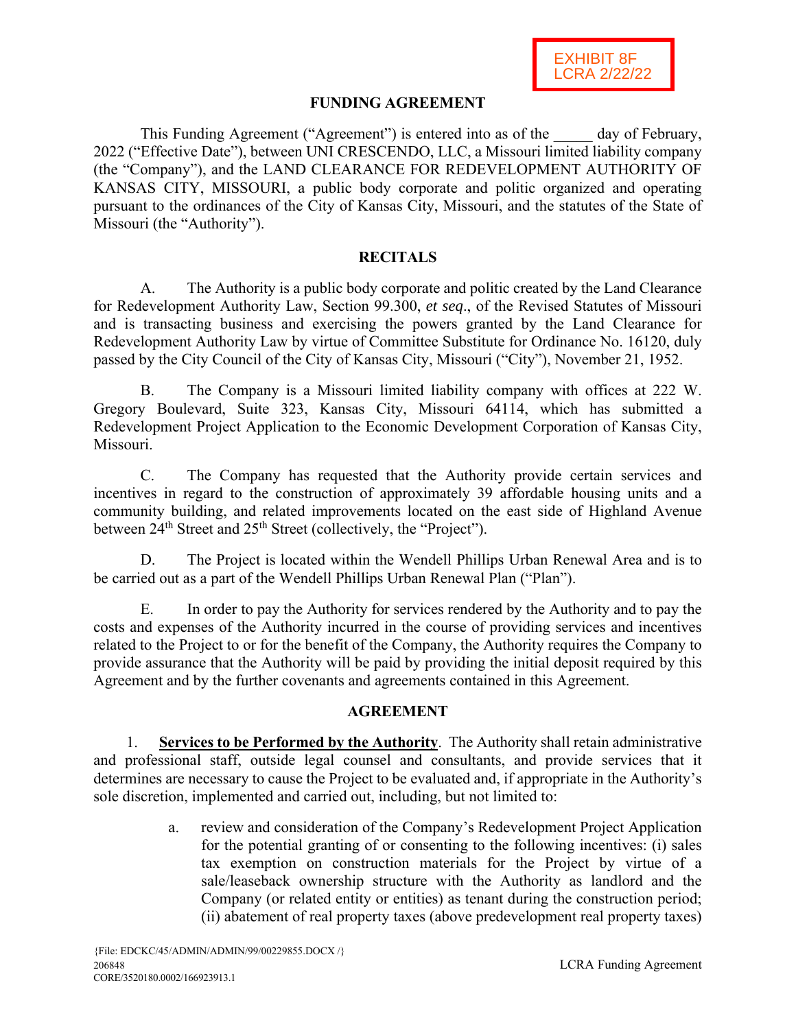EXHIBIT 8F
LCRA 2/22/22

# FUNDING AGREEMENT

This Funding Agreement ("Agreement") is entered into as of the _____ day of February, 2022 ("Effective Date"), between UNI CRESCENDO, LLC, a Missouri limited liability company (the "Company"), and the LAND CLEARANCE FOR REDEVELOPMENT AUTHORITY OF KANSAS CITY, MISSOURI, a public body corporate and politic organized and operating pursuant to the ordinances of the City of Kansas City, Missouri, and the statutes of the State of Missouri (the "Authority").

## RECITALS

A. The Authority is a public body corporate and politic created by the Land Clearance for Redevelopment Authority Law, Section 99.300, *et seq*., of the Revised Statutes of Missouri and is transacting business and exercising the powers granted by the Land Clearance for Redevelopment Authority Law by virtue of Committee Substitute for Ordinance No. 16120, duly passed by the City Council of the City of Kansas City, Missouri ("City"), November 21, 1952.

B. The Company is a Missouri limited liability company with offices at 222 W. Gregory Boulevard, Suite 323, Kansas City, Missouri 64114, which has submitted a Redevelopment Project Application to the Economic Development Corporation of Kansas City, Missouri.

C. The Company has requested that the Authority provide certain services and incentives in regard to the construction of approximately 39 affordable housing units and a community building, and related improvements located on the east side of Highland Avenue between 24th Street and 25th Street (collectively, the "Project").

D. The Project is located within the Wendell Phillips Urban Renewal Area and is to be carried out as a part of the Wendell Phillips Urban Renewal Plan ("Plan").

E. In order to pay the Authority for services rendered by the Authority and to pay the costs and expenses of the Authority incurred in the course of providing services and incentives related to the Project to or for the benefit of the Company, the Authority requires the Company to provide assurance that the Authority will be paid by providing the initial deposit required by this Agreement and by the further covenants and agreements contained in this Agreement.

## AGREEMENT

1. **Services to be Performed by the Authority**. The Authority shall retain administrative and professional staff, outside legal counsel and consultants, and provide services that it determines are necessary to cause the Project to be evaluated and, if appropriate in the Authority's sole discretion, implemented and carried out, including, but not limited to:

   a. review and consideration of the Company's Redevelopment Project Application for the potential granting of or consenting to the following incentives: (i) sales tax exemption on construction materials for the Project by virtue of a sale/leaseback ownership structure with the Authority as landlord and the Company (or related entity or entities) as tenant during the construction period; (ii) abatement of real property taxes (above predevelopment real property taxes)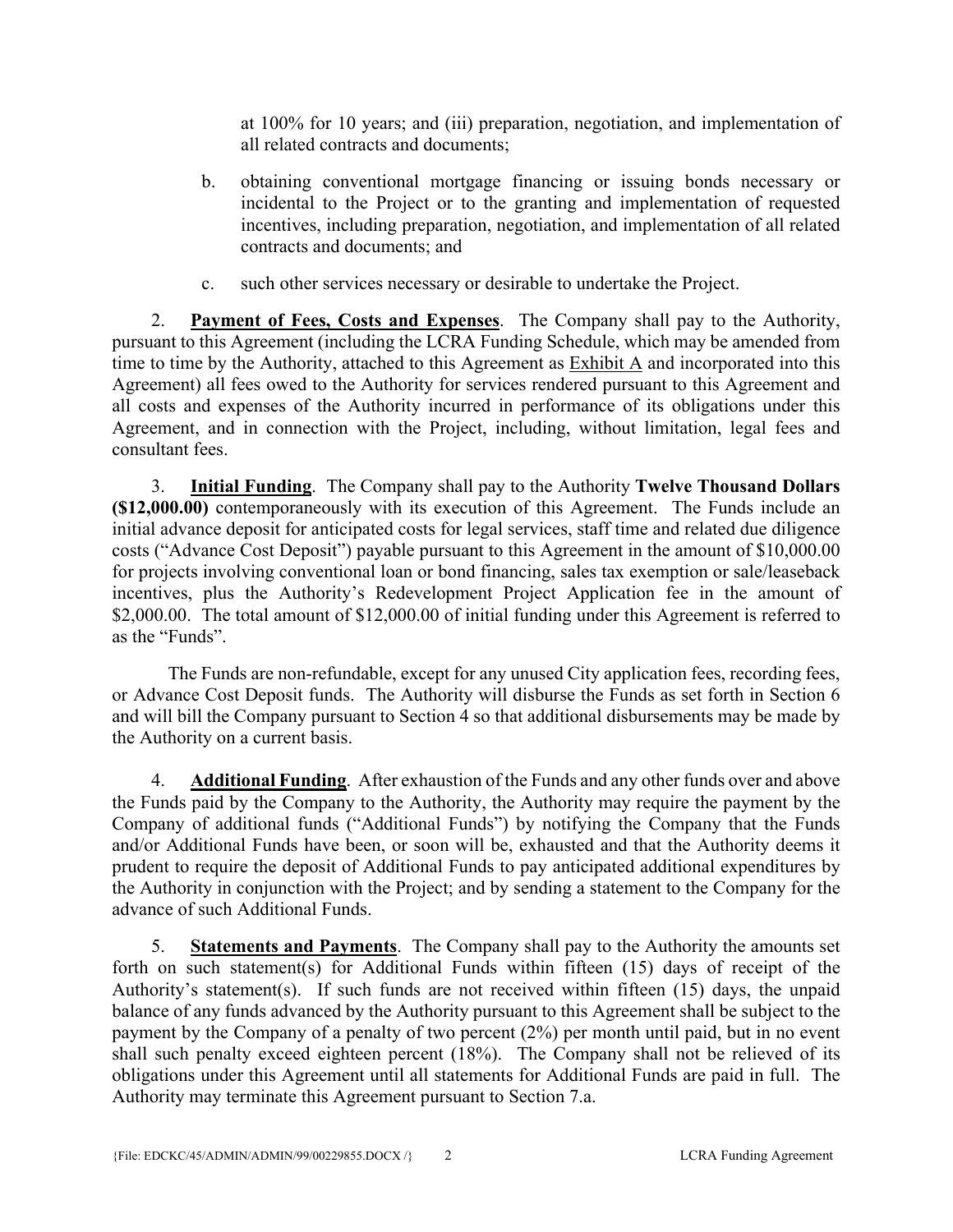at 100% for 10 years; and (iii) preparation, negotiation, and implementation of all related contracts and documents;

b. obtaining conventional mortgage financing or issuing bonds necessary or incidental to the Project or to the granting and implementation of requested incentives, including preparation, negotiation, and implementation of all related contracts and documents; and

c. such other services necessary or desirable to undertake the Project.

2. **Payment of Fees, Costs and Expenses**. The Company shall pay to the Authority, pursuant to this Agreement (including the LCRA Funding Schedule, which may be amended from time to time by the Authority, attached to this Agreement as Exhibit A and incorporated into this Agreement) all fees owed to the Authority for services rendered pursuant to this Agreement and all costs and expenses of the Authority incurred in performance of its obligations under this Agreement, and in connection with the Project, including, without limitation, legal fees and consultant fees.

3. **Initial Funding**. The Company shall pay to the Authority **Twelve Thousand Dollars ($12,000.00)** contemporaneously with its execution of this Agreement. The Funds include an initial advance deposit for anticipated costs for legal services, staff time and related due diligence costs ("Advance Cost Deposit") payable pursuant to this Agreement in the amount of $10,000.00 for projects involving conventional loan or bond financing, sales tax exemption or sale/leaseback incentives, plus the Authority's Redevelopment Project Application fee in the amount of $2,000.00. The total amount of $12,000.00 of initial funding under this Agreement is referred to as the "Funds".

The Funds are non-refundable, except for any unused City application fees, recording fees, or Advance Cost Deposit funds. The Authority will disburse the Funds as set forth in Section 6 and will bill the Company pursuant to Section 4 so that additional disbursements may be made by the Authority on a current basis.

4. **Additional Funding**. After exhaustion of the Funds and any other funds over and above the Funds paid by the Company to the Authority, the Authority may require the payment by the Company of additional funds ("Additional Funds") by notifying the Company that the Funds and/or Additional Funds have been, or soon will be, exhausted and that the Authority deems it prudent to require the deposit of Additional Funds to pay anticipated additional expenditures by the Authority in conjunction with the Project; and by sending a statement to the Company for the advance of such Additional Funds.

5. **Statements and Payments**. The Company shall pay to the Authority the amounts set forth on such statement(s) for Additional Funds within fifteen (15) days of receipt of the Authority's statement(s). If such funds are not received within fifteen (15) days, the unpaid balance of any funds advanced by the Authority pursuant to this Agreement shall be subject to the payment by the Company of a penalty of two percent (2%) per month until paid, but in no event shall such penalty exceed eighteen percent (18%). The Company shall not be relieved of its obligations under this Agreement until all statements for Additional Funds are paid in full. The Authority may terminate this Agreement pursuant to Section 7.a.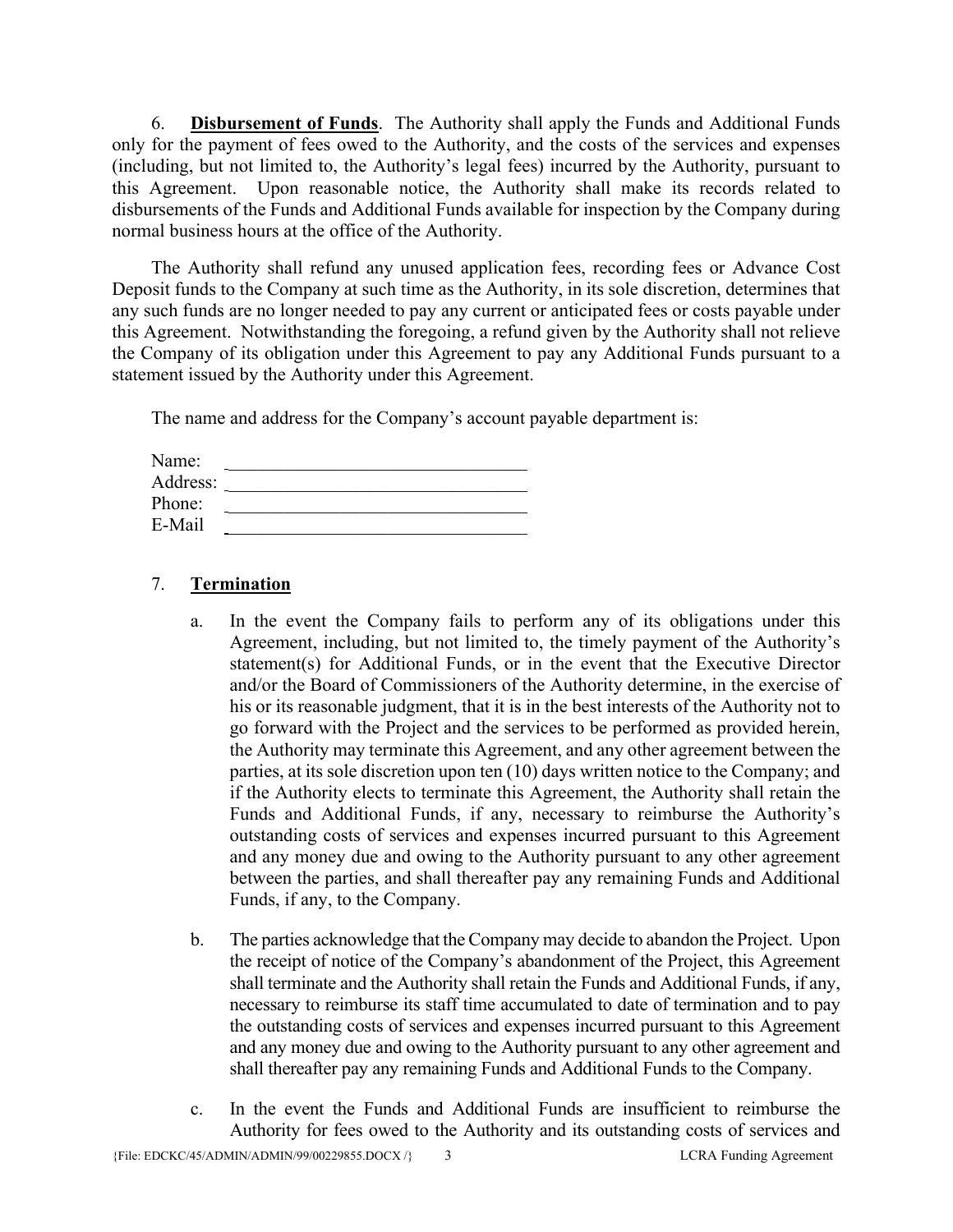6. **Disbursement of Funds**. The Authority shall apply the Funds and Additional Funds only for the payment of fees owed to the Authority, and the costs of the services and expenses (including, but not limited to, the Authority's legal fees) incurred by the Authority, pursuant to this Agreement. Upon reasonable notice, the Authority shall make its records related to disbursements of the Funds and Additional Funds available for inspection by the Company during normal business hours at the office of the Authority.

The Authority shall refund any unused application fees, recording fees or Advance Cost Deposit funds to the Company at such time as the Authority, in its sole discretion, determines that any such funds are no longer needed to pay any current or anticipated fees or costs payable under this Agreement. Notwithstanding the foregoing, a refund given by the Authority shall not relieve the Company of its obligation under this Agreement to pay any Additional Funds pursuant to a statement issued by the Authority under this Agreement.

The name and address for the Company's account payable department is:

Name: ________________________________
Address: ________________________________
Phone: ________________________________
E-Mail ________________________________

7. **Termination**

a. In the event the Company fails to perform any of its obligations under this Agreement, including, but not limited to, the timely payment of the Authority's statement(s) for Additional Funds, or in the event that the Executive Director and/or the Board of Commissioners of the Authority determine, in the exercise of his or its reasonable judgment, that it is in the best interests of the Authority not to go forward with the Project and the services to be performed as provided herein, the Authority may terminate this Agreement, and any other agreement between the parties, at its sole discretion upon ten (10) days written notice to the Company; and if the Authority elects to terminate this Agreement, the Authority shall retain the Funds and Additional Funds, if any, necessary to reimburse the Authority's outstanding costs of services and expenses incurred pursuant to this Agreement and any money due and owing to the Authority pursuant to any other agreement between the parties, and shall thereafter pay any remaining Funds and Additional Funds, if any, to the Company.

b. The parties acknowledge that the Company may decide to abandon the Project. Upon the receipt of notice of the Company's abandonment of the Project, this Agreement shall terminate and the Authority shall retain the Funds and Additional Funds, if any, necessary to reimburse its staff time accumulated to date of termination and to pay the outstanding costs of services and expenses incurred pursuant to this Agreement and any money due and owing to the Authority pursuant to any other agreement and shall thereafter pay any remaining Funds and Additional Funds to the Company.

c. In the event the Funds and Additional Funds are insufficient to reimburse the Authority for fees owed to the Authority and its outstanding costs of services and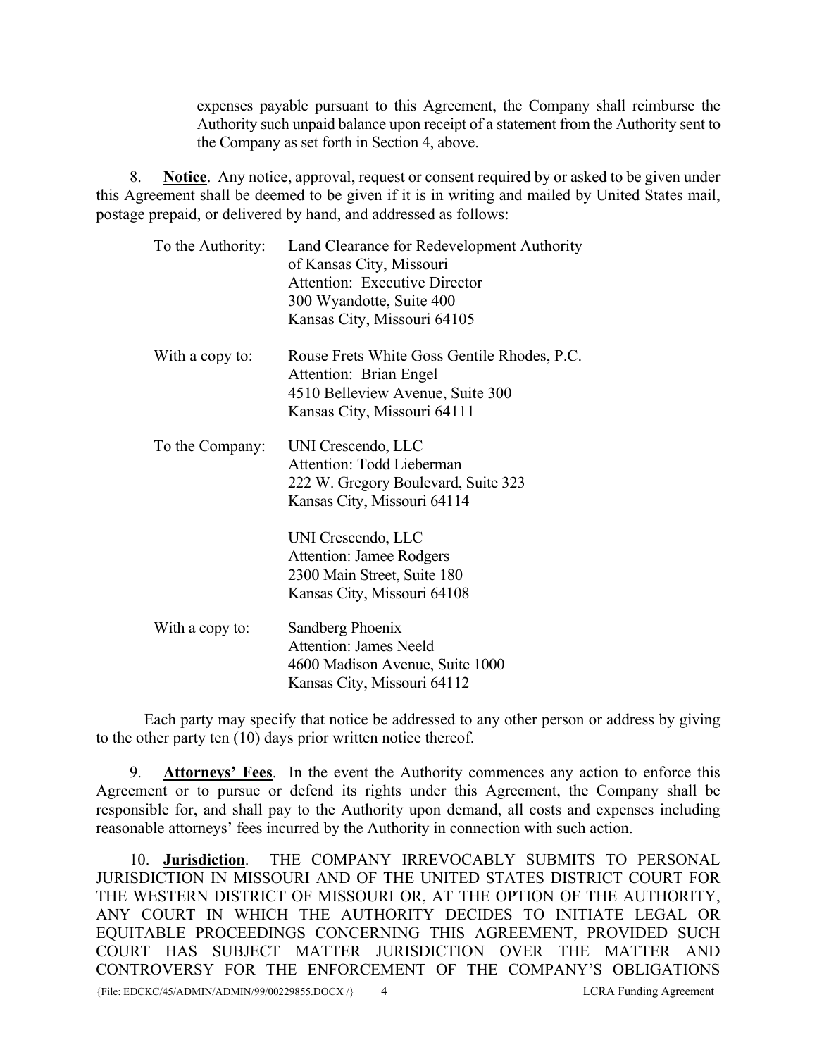expenses payable pursuant to this Agreement, the Company shall reimburse the Authority such unpaid balance upon receipt of a statement from the Authority sent to the Company as set forth in Section 4, above.

8. **Notice**. Any notice, approval, request or consent required by or asked to be given under this Agreement shall be deemed to be given if it is in writing and mailed by United States mail, postage prepaid, or delivered by hand, and addressed as follows:

To the Authority:
Land Clearance for Redevelopment Authority
of Kansas City, Missouri
Attention: Executive Director
300 Wyandotte, Suite 400
Kansas City, Missouri 64105

With a copy to:
Rouse Frets White Goss Gentile Rhodes, P.C.
Attention: Brian Engel
4510 Belleview Avenue, Suite 300
Kansas City, Missouri 64111

To the Company:
UNI Crescendo, LLC
Attention: Todd Lieberman
222 W. Gregory Boulevard, Suite 323
Kansas City, Missouri 64114

UNI Crescendo, LLC
Attention: Jamee Rodgers
2300 Main Street, Suite 180
Kansas City, Missouri 64108

With a copy to:
Sandberg Phoenix
Attention: James Neeld
4600 Madison Avenue, Suite 1000
Kansas City, Missouri 64112

Each party may specify that notice be addressed to any other person or address by giving to the other party ten (10) days prior written notice thereof.

9. **Attorneys' Fees**. In the event the Authority commences any action to enforce this Agreement or to pursue or defend its rights under this Agreement, the Company shall be responsible for, and shall pay to the Authority upon demand, all costs and expenses including reasonable attorneys' fees incurred by the Authority in connection with such action.

10. **Jurisdiction**. THE COMPANY IRREVOCABLY SUBMITS TO PERSONAL JURISDICTION IN MISSOURI AND OF THE UNITED STATES DISTRICT COURT FOR THE WESTERN DISTRICT OF MISSOURI OR, AT THE OPTION OF THE AUTHORITY, ANY COURT IN WHICH THE AUTHORITY DECIDES TO INITIATE LEGAL OR EQUITABLE PROCEEDINGS CONCERNING THIS AGREEMENT, PROVIDED SUCH COURT HAS SUBJECT MATTER JURISDICTION OVER THE MATTER AND CONTROVERSY FOR THE ENFORCEMENT OF THE COMPANY'S OBLIGATIONS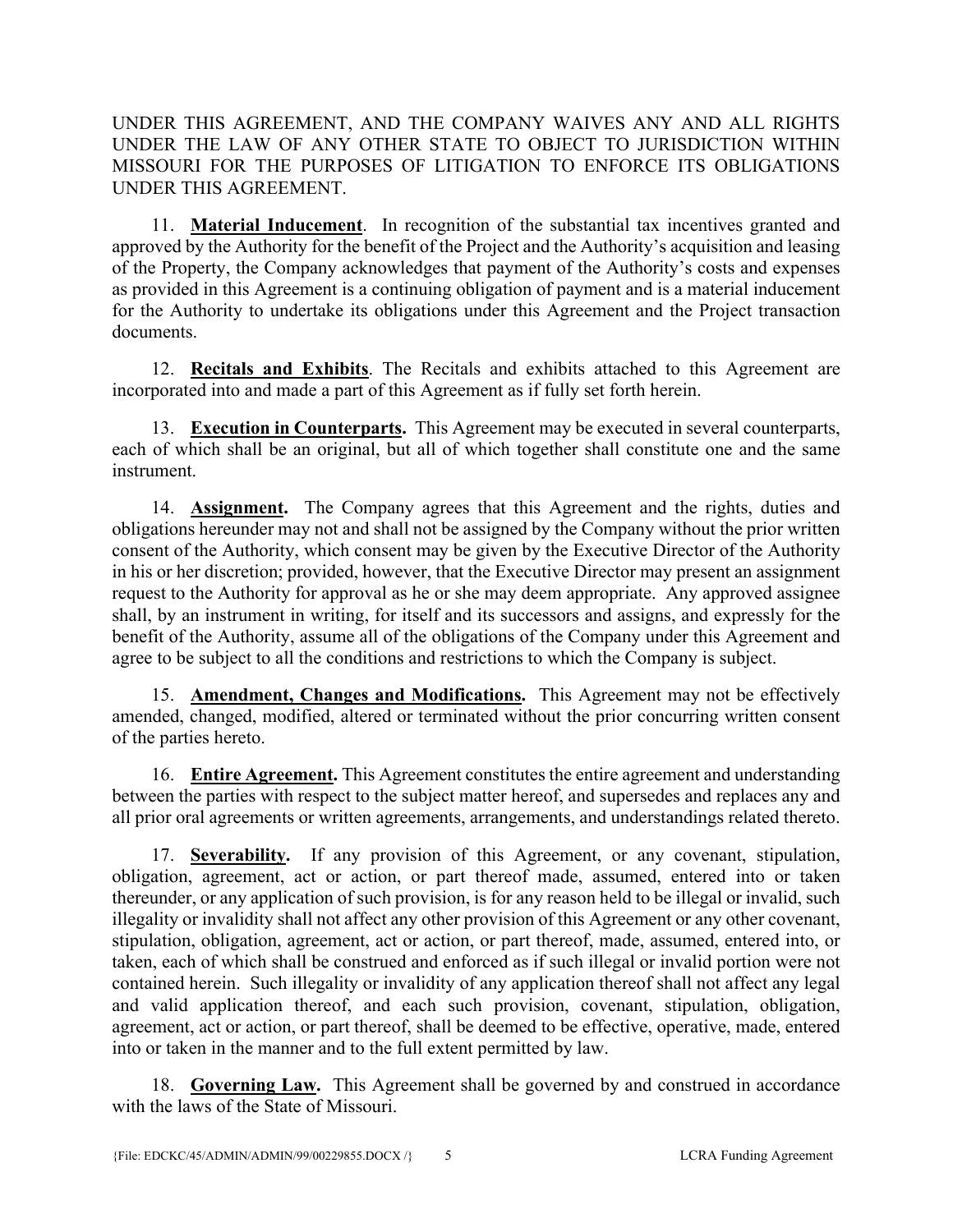UNDER THIS AGREEMENT, AND THE COMPANY WAIVES ANY AND ALL RIGHTS UNDER THE LAW OF ANY OTHER STATE TO OBJECT TO JURISDICTION WITHIN MISSOURI FOR THE PURPOSES OF LITIGATION TO ENFORCE ITS OBLIGATIONS UNDER THIS AGREEMENT.

11. **Material Inducement**. In recognition of the substantial tax incentives granted and approved by the Authority for the benefit of the Project and the Authority's acquisition and leasing of the Property, the Company acknowledges that payment of the Authority's costs and expenses as provided in this Agreement is a continuing obligation of payment and is a material inducement for the Authority to undertake its obligations under this Agreement and the Project transaction documents.

12. **Recitals and Exhibits**. The Recitals and exhibits attached to this Agreement are incorporated into and made a part of this Agreement as if fully set forth herein.

13. **Execution in Counterparts.** This Agreement may be executed in several counterparts, each of which shall be an original, but all of which together shall constitute one and the same instrument.

14. **Assignment.** The Company agrees that this Agreement and the rights, duties and obligations hereunder may not and shall not be assigned by the Company without the prior written consent of the Authority, which consent may be given by the Executive Director of the Authority in his or her discretion; provided, however, that the Executive Director may present an assignment request to the Authority for approval as he or she may deem appropriate. Any approved assignee shall, by an instrument in writing, for itself and its successors and assigns, and expressly for the benefit of the Authority, assume all of the obligations of the Company under this Agreement and agree to be subject to all the conditions and restrictions to which the Company is subject.

15. **Amendment, Changes and Modifications.** This Agreement may not be effectively amended, changed, modified, altered or terminated without the prior concurring written consent of the parties hereto.

16. **Entire Agreement.** This Agreement constitutes the entire agreement and understanding between the parties with respect to the subject matter hereof, and supersedes and replaces any and all prior oral agreements or written agreements, arrangements, and understandings related thereto.

17. **Severability.** If any provision of this Agreement, or any covenant, stipulation, obligation, agreement, act or action, or part thereof made, assumed, entered into or taken thereunder, or any application of such provision, is for any reason held to be illegal or invalid, such illegality or invalidity shall not affect any other provision of this Agreement or any other covenant, stipulation, obligation, agreement, act or action, or part thereof, made, assumed, entered into, or taken, each of which shall be construed and enforced as if such illegal or invalid portion were not contained herein. Such illegality or invalidity of any application thereof shall not affect any legal and valid application thereof, and each such provision, covenant, stipulation, obligation, agreement, act or action, or part thereof, shall be deemed to be effective, operative, made, entered into or taken in the manner and to the full extent permitted by law.

18. **Governing Law.** This Agreement shall be governed by and construed in accordance with the laws of the State of Missouri.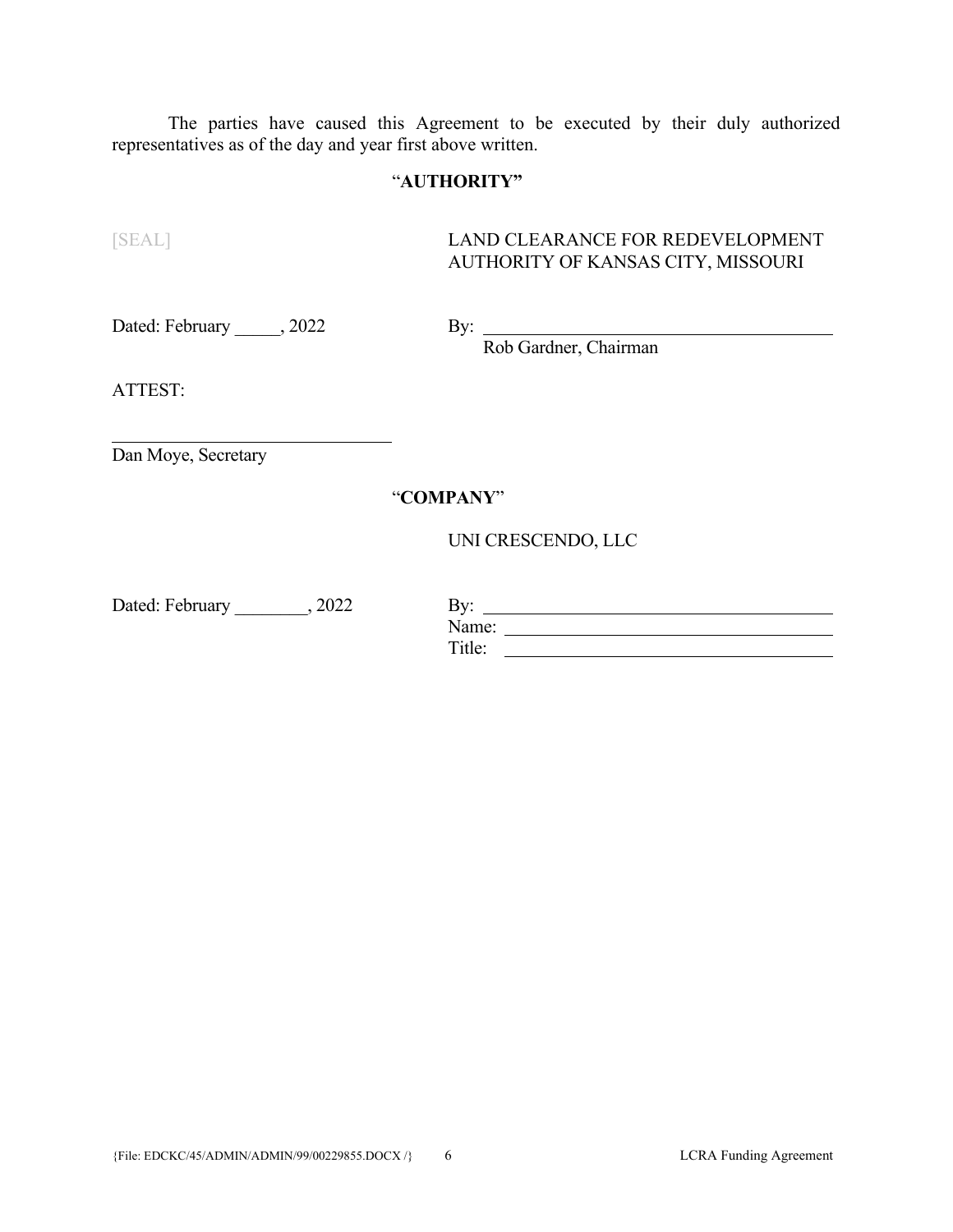The parties have caused this Agreement to be executed by their duly authorized representatives as of the day and year first above written.

"**AUTHORITY"**

[SEAL]

LAND CLEARANCE FOR REDEVELOPMENT AUTHORITY OF KANSAS CITY, MISSOURI

Dated: February _____, 2022

By: ________________________________________
Rob Gardner, Chairman

ATTEST:

________________________________
Dan Moye, Secretary

"**COMPANY**"

UNI CRESCENDO, LLC

Dated: February ________, 2022

By: ________________________________________
Name: ______________________________________
Title: _______________________________________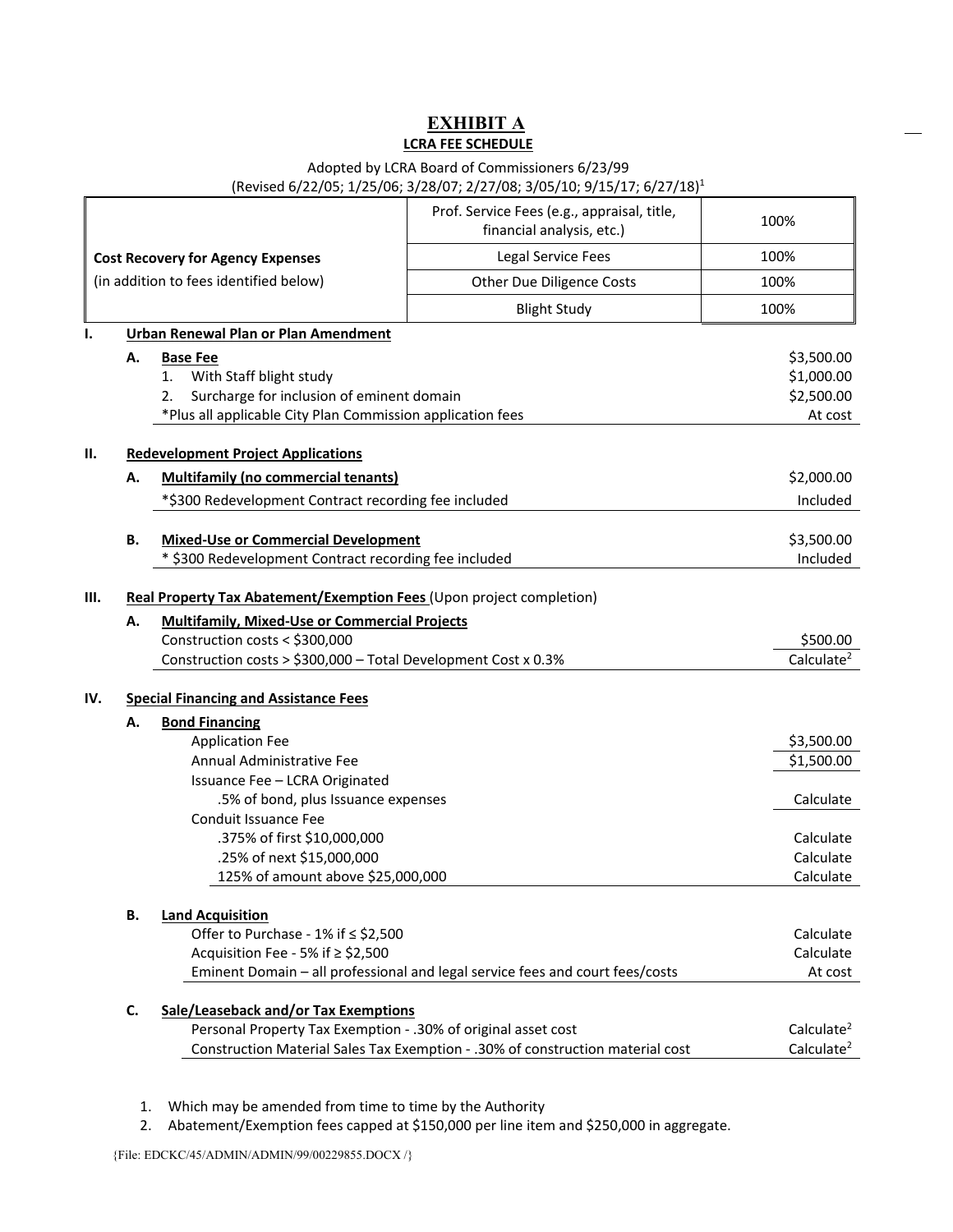# EXHIBIT A

## LCRA FEE SCHEDULE

Adopted by LCRA Board of Commissioners 6/23/99
(Revised 6/22/05; 1/25/06; 3/28/07; 2/27/08; 3/05/10; 9/15/17; 6/27/18)[1]

| | | |
|---|---|---|
| **Cost Recovery for Agency Expenses** (in addition to fees identified below) | Prof. Service Fees (e.g., appraisal, title, financial analysis, etc.) | 100% |
| | Legal Service Fees | 100% |
| | Other Due Diligence Costs | 100% |
| | Blight Study | 100% |

**I. Urban Renewal Plan or Plan Amendment**

| | | |
|---|---|---|
| A. | **Base Fee** | $3,500.00 |
| | 1. With Staff blight study | $1,000.00 |
| | 2. Surcharge for inclusion of eminent domain | $2,500.00 |
| | *Plus all applicable City Plan Commission application fees | At cost |

**II. Redevelopment Project Applications**

| | | |
|---|---|---|
| A. | **Multifamily (no commercial tenants)** | $2,000.00 |
| | *$300 Redevelopment Contract recording fee included | Included |
| B. | **Mixed-Use or Commercial Development** | $3,500.00 |
| | * $300 Redevelopment Contract recording fee included | Included |

**III. Real Property Tax Abatement/Exemption Fees** (Upon project completion)

| | | |
|---|---|---|
| A. | **Multifamily, Mixed-Use or Commercial Projects** | |
| | Construction costs < $300,000 | $500.00 |
| | Construction costs > $300,000 – Total Development Cost x 0.3% | Calculate[2] |

**IV. Special Financing and Assistance Fees**

| | | |
|---|---|---|
| A. | **Bond Financing** | |
| | Application Fee | $3,500.00 |
| | Annual Administrative Fee | $1,500.00 |
| | Issuance Fee – LCRA Originated | |
| | .5% of bond, plus Issuance expenses | Calculate |
| | Conduit Issuance Fee | |
| | .375% of first $10,000,000 | Calculate |
| | .25% of next $15,000,000 | Calculate |
| | 125% of amount above $25,000,000 | Calculate |
| B. | **Land Acquisition** | |
| | Offer to Purchase - 1% if ≤ $2,500 | Calculate |
| | Acquisition Fee - 5% if ≥ $2,500 | Calculate |
| | Eminent Domain – all professional and legal service fees and court fees/costs | At cost |
| C. | **Sale/Leaseback and/or Tax Exemptions** | |
| | Personal Property Tax Exemption - .30% of original asset cost | Calculate[2] |
| | Construction Material Sales Tax Exemption - .30% of construction material cost | Calculate[2] |

1. Which may be amended from time to time by the Authority
2. Abatement/Exemption fees capped at $150,000 per line item and $250,000 in aggregate.

{File: EDCKC/45/ADMIN/ADMIN/99/00229855.DOCX /}